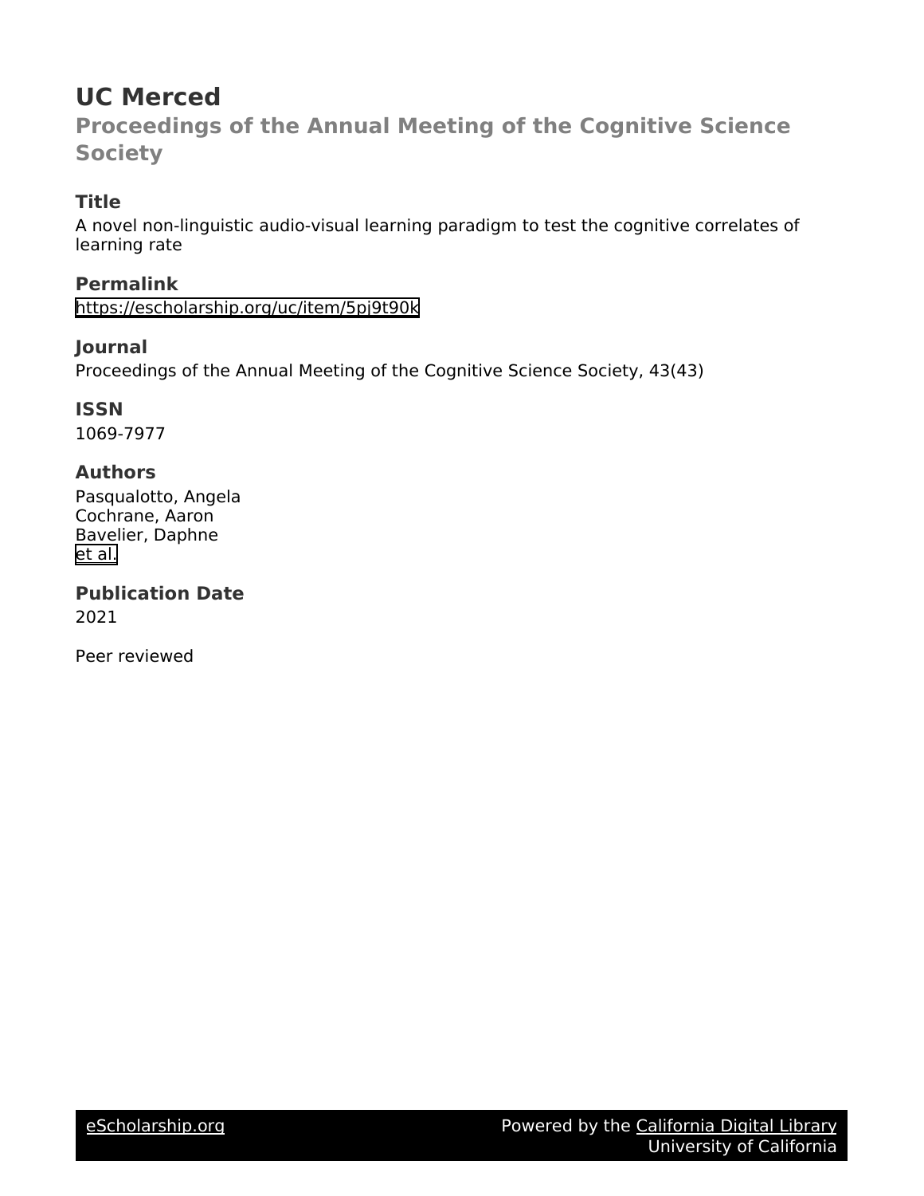# UC Merced

## Proceedings of the Annual Meeting of the Cognitive Science Society

### Title

A novel non-linguistic audio-visual learning paradigm to test the cognitive correlates of learning rate

### Permalink

https://escholarship.org/uc/item/5pj9t90k

### Journal

Proceedings of the Annual Meeting of the Cognitive Science Society, 43(43)

### ISSN

1069-7977

### Authors

Pasqualotto, Angela
Cochrane, Aaron
Bavelier, Daphne
et al.

### Publication Date

2021

Peer reviewed

eScholarship.org — Powered by the California Digital Library, University of California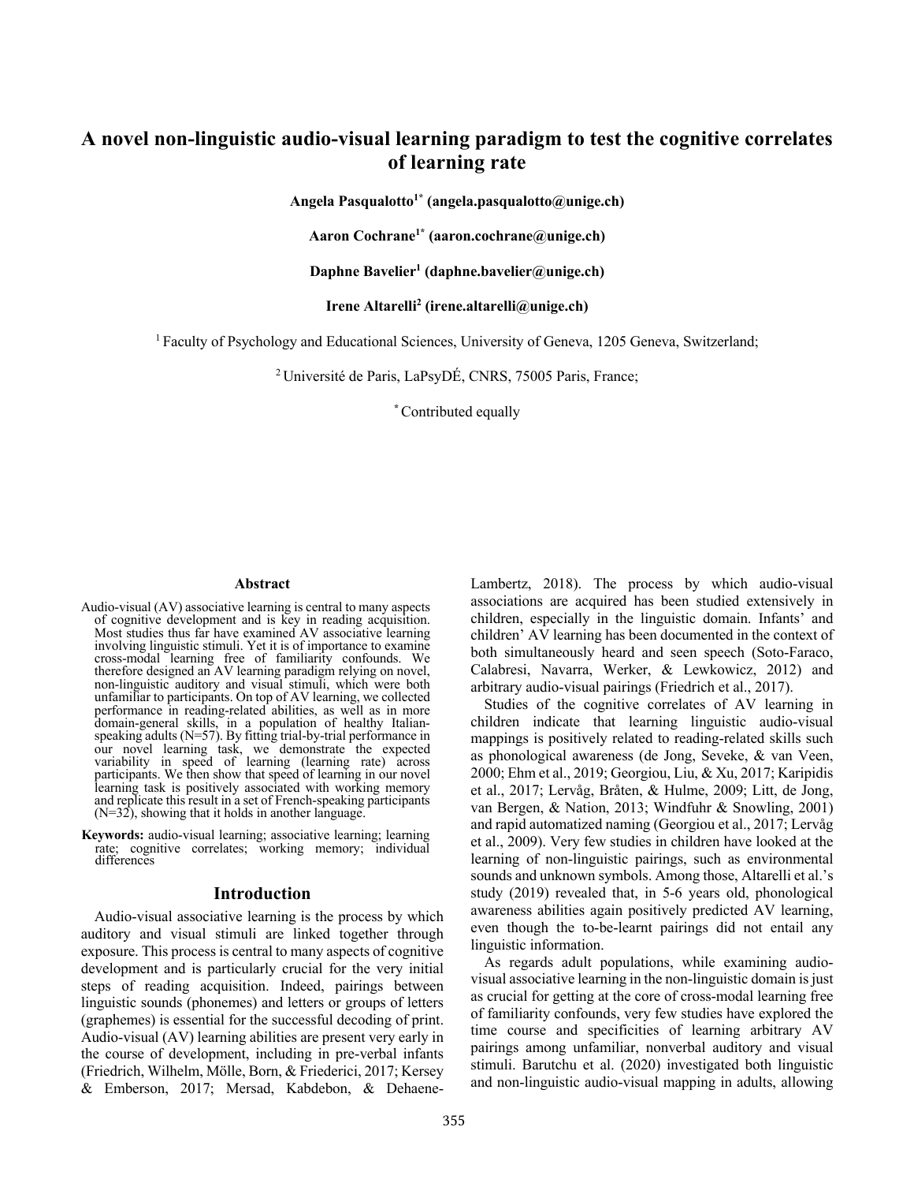# A novel non-linguistic audio-visual learning paradigm to test the cognitive correlates of learning rate

**Angela Pasqualotto[1*] (angela.pasqualotto@unige.ch)**

**Aaron Cochrane[1*] (aaron.cochrane@unige.ch)**

**Daphne Bavelier[1] (daphne.bavelier@unige.ch)**

**Irene Altarelli[2] (irene.altarelli@unige.ch)**

[1] Faculty of Psychology and Educational Sciences, University of Geneva, 1205 Geneva, Switzerland;

[2] Université de Paris, LaPsyDÉ, CNRS, 75005 Paris, France;

[*] Contributed equally

## Abstract

Audio-visual (AV) associative learning is central to many aspects of cognitive development and is key in reading acquisition. Most studies thus far have examined AV associative learning involving linguistic stimuli. Yet it is of importance to examine cross-modal learning free of familiarity confounds. We therefore designed an AV learning paradigm relying on novel, non-linguistic auditory and visual stimuli, which were both unfamiliar to participants. On top of AV learning, we collected performance in reading-related abilities, as well as in more domain-general skills, in a population of healthy Italian-speaking adults (N=57). By fitting trial-by-trial performance in our novel learning task, we demonstrate the expected variability in speed of learning (learning rate) across participants. We then show that speed of learning in our novel learning task is positively associated with working memory and replicate this result in a set of French-speaking participants (N=32), showing that it holds in another language.

**Keywords:** audio-visual learning; associative learning; learning rate; cognitive correlates; working memory; individual differences

## Introduction

Audio-visual associative learning is the process by which auditory and visual stimuli are linked together through exposure. This process is central to many aspects of cognitive development and is particularly crucial for the very initial steps of reading acquisition. Indeed, pairings between linguistic sounds (phonemes) and letters or groups of letters (graphemes) is essential for the successful decoding of print. Audio-visual (AV) learning abilities are present very early in the course of development, including in pre-verbal infants (Friedrich, Wilhelm, Mölle, Born, & Friederici, 2017; Kersey & Emberson, 2017; Mersad, Kabdebon, & Dehaene-Lambertz, 2018). The process by which audio-visual associations are acquired has been studied extensively in children, especially in the linguistic domain. Infants' and children' AV learning has been documented in the context of both simultaneously heard and seen speech (Soto-Faraco, Calabresi, Navarra, Werker, & Lewkowicz, 2012) and arbitrary audio-visual pairings (Friedrich et al., 2017).

Studies of the cognitive correlates of AV learning in children indicate that learning linguistic audio-visual mappings is positively related to reading-related skills such as phonological awareness (de Jong, Seveke, & van Veen, 2000; Ehm et al., 2019; Georgiou, Liu, & Xu, 2017; Karipidis et al., 2017; Lervåg, Bråten, & Hulme, 2009; Litt, de Jong, van Bergen, & Nation, 2013; Windfuhr & Snowling, 2001) and rapid automatized naming (Georgiou et al., 2017; Lervåg et al., 2009). Very few studies in children have looked at the learning of non-linguistic pairings, such as environmental sounds and unknown symbols. Among those, Altarelli et al.'s study (2019) revealed that, in 5-6 years old, phonological awareness abilities again positively predicted AV learning, even though the to-be-learnt pairings did not entail any linguistic information.

As regards adult populations, while examining audio-visual associative learning in the non-linguistic domain is just as crucial for getting at the core of cross-modal learning free of familiarity confounds, very few studies have explored the time course and specificities of learning arbitrary AV pairings among unfamiliar, nonverbal auditory and visual stimuli. Barutchu et al. (2020) investigated both linguistic and non-linguistic audio-visual mapping in adults, allowing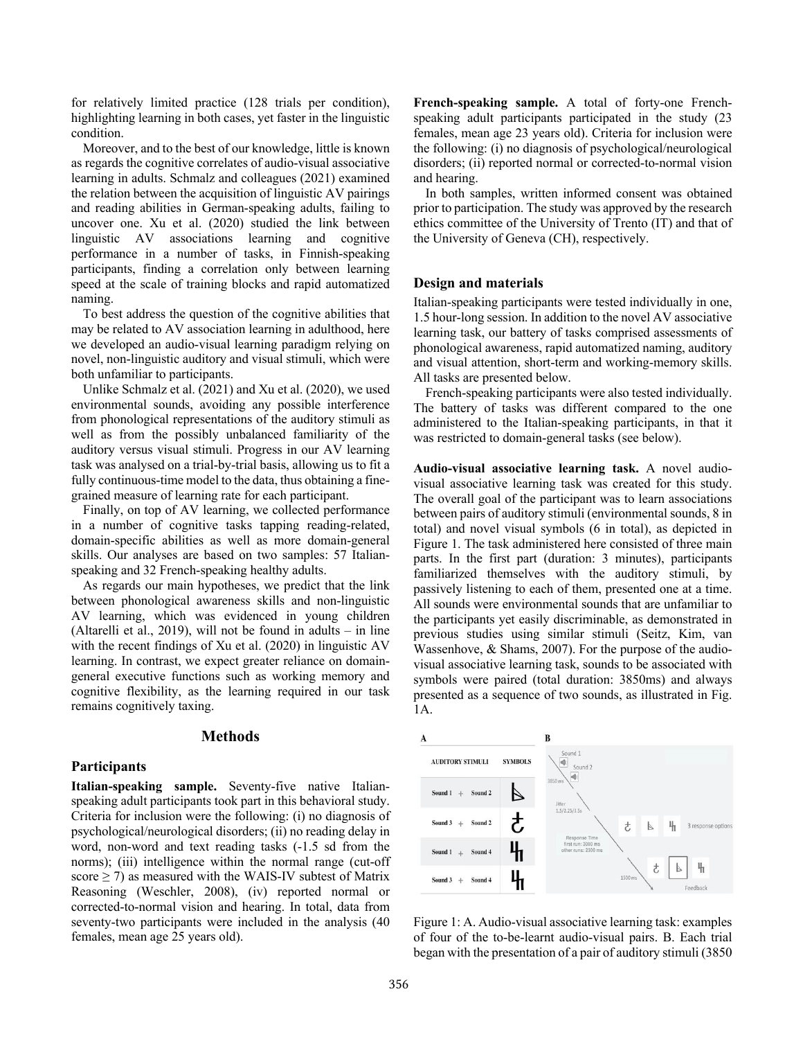for relatively limited practice (128 trials per condition), highlighting learning in both cases, yet faster in the linguistic condition.

Moreover, and to the best of our knowledge, little is known as regards the cognitive correlates of audio-visual associative learning in adults. Schmalz and colleagues (2021) examined the relation between the acquisition of linguistic AV pairings and reading abilities in German-speaking adults, failing to uncover one. Xu et al. (2020) studied the link between linguistic AV associations learning and cognitive performance in a number of tasks, in Finnish-speaking participants, finding a correlation only between learning speed at the scale of training blocks and rapid automatized naming.

To best address the question of the cognitive abilities that may be related to AV association learning in adulthood, here we developed an audio-visual learning paradigm relying on novel, non-linguistic auditory and visual stimuli, which were both unfamiliar to participants.

Unlike Schmalz et al. (2021) and Xu et al. (2020), we used environmental sounds, avoiding any possible interference from phonological representations of the auditory stimuli as well as from the possibly unbalanced familiarity of the auditory versus visual stimuli. Progress in our AV learning task was analysed on a trial-by-trial basis, allowing us to fit a fully continuous-time model to the data, thus obtaining a fine-grained measure of learning rate for each participant.

Finally, on top of AV learning, we collected performance in a number of cognitive tasks tapping reading-related, domain-specific abilities as well as more domain-general skills. Our analyses are based on two samples: 57 Italian-speaking and 32 French-speaking healthy adults.

As regards our main hypotheses, we predict that the link between phonological awareness skills and non-linguistic AV learning, which was evidenced in young children (Altarelli et al., 2019), will not be found in adults – in line with the recent findings of Xu et al. (2020) in linguistic AV learning. In contrast, we expect greater reliance on domain-general executive functions such as working memory and cognitive flexibility, as the learning required in our task remains cognitively taxing.

## Methods

### Participants

**Italian-speaking sample.** Seventy-five native Italian-speaking adult participants took part in this behavioral study. Criteria for inclusion were the following: (i) no diagnosis of psychological/neurological disorders; (ii) no reading delay in word, non-word and text reading tasks (-1.5 sd from the norms); (iii) intelligence within the normal range (cut-off score ≥ 7) as measured with the WAIS-IV subtest of Matrix Reasoning (Weschler, 2008), (iv) reported normal or corrected-to-normal vision and hearing. In total, data from seventy-two participants were included in the analysis (40 females, mean age 25 years old).

**French-speaking sample.** A total of forty-one French-speaking adult participants participated in the study (23 females, mean age 23 years old). Criteria for inclusion were the following: (i) no diagnosis of psychological/neurological disorders; (ii) reported normal or corrected-to-normal vision and hearing.

In both samples, written informed consent was obtained prior to participation. The study was approved by the research ethics committee of the University of Trento (IT) and that of the University of Geneva (CH), respectively.

### Design and materials

Italian-speaking participants were tested individually in one, 1.5 hour-long session. In addition to the novel AV associative learning task, our battery of tasks comprised assessments of phonological awareness, rapid automatized naming, auditory and visual attention, short-term and working-memory skills. All tasks are presented below.

French-speaking participants were also tested individually. The battery of tasks was different compared to the one administered to the Italian-speaking participants, in that it was restricted to domain-general tasks (see below).

**Audio-visual associative learning task.** A novel audio-visual associative learning task was created for this study. The overall goal of the participant was to learn associations between pairs of auditory stimuli (environmental sounds, 8 in total) and novel visual symbols (6 in total), as depicted in Figure 1. The task administered here consisted of three main parts. In the first part (duration: 3 minutes), participants familiarized themselves with the auditory stimuli, by passively listening to each of them, presented one at a time. All sounds were environmental sounds that are unfamiliar to the participants yet easily discriminable, as demonstrated in previous studies using similar stimuli (Seitz, Kim, van Wassenhove, & Shams, 2007). For the purpose of the audio-visual associative learning task, sounds to be associated with symbols were paired (total duration: 3850ms) and always presented as a sequence of two sounds, as illustrated in Fig. 1A.

Figure 1: A. Audio-visual associative learning task: examples of four of the to-be-learnt audio-visual pairs. B. Each trial began with the presentation of a pair of auditory stimuli (3850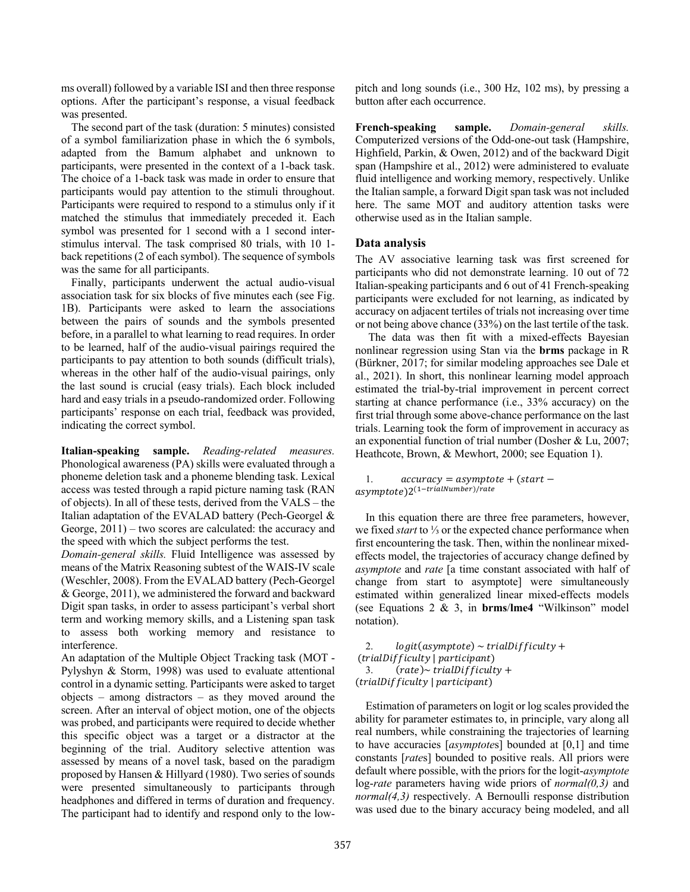ms overall) followed by a variable ISI and then three response options. After the participant's response, a visual feedback was presented.

The second part of the task (duration: 5 minutes) consisted of a symbol familiarization phase in which the 6 symbols, adapted from the Bamum alphabet and unknown to participants, were presented in the context of a 1-back task. The choice of a 1-back task was made in order to ensure that participants would pay attention to the stimuli throughout. Participants were required to respond to a stimulus only if it matched the stimulus that immediately preceded it. Each symbol was presented for 1 second with a 1 second inter-stimulus interval. The task comprised 80 trials, with 10 1-back repetitions (2 of each symbol). The sequence of symbols was the same for all participants.

Finally, participants underwent the actual audio-visual association task for six blocks of five minutes each (see Fig. 1B). Participants were asked to learn the associations between the pairs of sounds and the symbols presented before, in a parallel to what learning to read requires. In order to be learned, half of the audio-visual pairings required the participants to pay attention to both sounds (difficult trials), whereas in the other half of the audio-visual pairings, only the last sound is crucial (easy trials). Each block included hard and easy trials in a pseudo-randomized order. Following participants' response on each trial, feedback was provided, indicating the correct symbol.

**Italian-speaking sample.** *Reading-related measures.* Phonological awareness (PA) skills were evaluated through a phoneme deletion task and a phoneme blending task. Lexical access was tested through a rapid picture naming task (RAN of objects). In all of these tests, derived from the VALS – the Italian adaptation of the EVALAD battery (Pech-Georgel & George, 2011) – two scores are calculated: the accuracy and the speed with which the subject performs the test.

*Domain-general skills.* Fluid Intelligence was assessed by means of the Matrix Reasoning subtest of the WAIS-IV scale (Weschler, 2008). From the EVALAD battery (Pech-Georgel & George, 2011), we administered the forward and backward Digit span tasks, in order to assess participant's verbal short term and working memory skills, and a Listening span task to assess both working memory and resistance to interference.

An adaptation of the Multiple Object Tracking task (MOT - Pylyshyn & Storm, 1998) was used to evaluate attentional control in a dynamic setting. Participants were asked to target objects – among distractors – as they moved around the screen. After an interval of object motion, one of the objects was probed, and participants were required to decide whether this specific object was a target or a distractor at the beginning of the trial. Auditory selective attention was assessed by means of a novel task, based on the paradigm proposed by Hansen & Hillyard (1980). Two series of sounds were presented simultaneously to participants through headphones and differed in terms of duration and frequency. The participant had to identify and respond only to the low-pitch and long sounds (i.e., 300 Hz, 102 ms), by pressing a button after each occurrence.

**French-speaking sample.** *Domain-general skills.* Computerized versions of the Odd-one-out task (Hampshire, Highfield, Parkin, & Owen, 2012) and of the backward Digit span (Hampshire et al., 2012) were administered to evaluate fluid intelligence and working memory, respectively. Unlike the Italian sample, a forward Digit span task was not included here. The same MOT and auditory attention tasks were otherwise used as in the Italian sample.

## Data analysis

The AV associative learning task was first screened for participants who did not demonstrate learning. 10 out of 72 Italian-speaking participants and 6 out of 41 French-speaking participants were excluded for not learning, as indicated by accuracy on adjacent tertiles of trials not increasing over time or not being above chance (33%) on the last tertile of the task.

The data was then fit with a mixed-effects Bayesian nonlinear regression using Stan via the **brms** package in R (Bürkner, 2017; for similar modeling approaches see Dale et al., 2021). In short, this nonlinear learning model approach estimated the trial-by-trial improvement in percent correct starting at chance performance (i.e., 33% accuracy) on the first trial through some above-chance performance on the last trials. Learning took the form of improvement in accuracy as an exponential function of trial number (Dosher & Lu, 2007; Heathcote, Brown, & Mewhort, 2000; see Equation 1).

$$1. \quad accuracy = asymptote + (start - asymptote)2^{(1-trialNumber)/rate}$$

In this equation there are three free parameters, however, we fixed *start* to ⅓ or the expected chance performance when first encountering the task. Then, within the nonlinear mixed-effects model, the trajectories of accuracy change defined by *asymptote* and *rate* [a time constant associated with half of change from start to asymptote] were simultaneously estimated within generalized linear mixed-effects models (see Equations 2 & 3, in **brms**/**lme4** "Wilkinson" model notation).

$$2. \quad logit(asymptote) \sim trialDifficulty + (trialDifficulty \mid participant)$$

$$3. \quad (rate) \sim trialDifficulty + (trialDifficulty \mid participant)$$

Estimation of parameters on logit or log scales provided the ability for parameter estimates to, in principle, vary along all real numbers, while constraining the trajectories of learning to have accuracies [*asymptotes*] bounded at [0,1] and time constants [*rates*] bounded to positive reals. All priors were default where possible, with the priors for the logit-*asymptote* log-*rate* parameters having wide priors of *normal(0,3)* and *normal(4,3)* respectively. A Bernoulli response distribution was used due to the binary accuracy being modeled, and all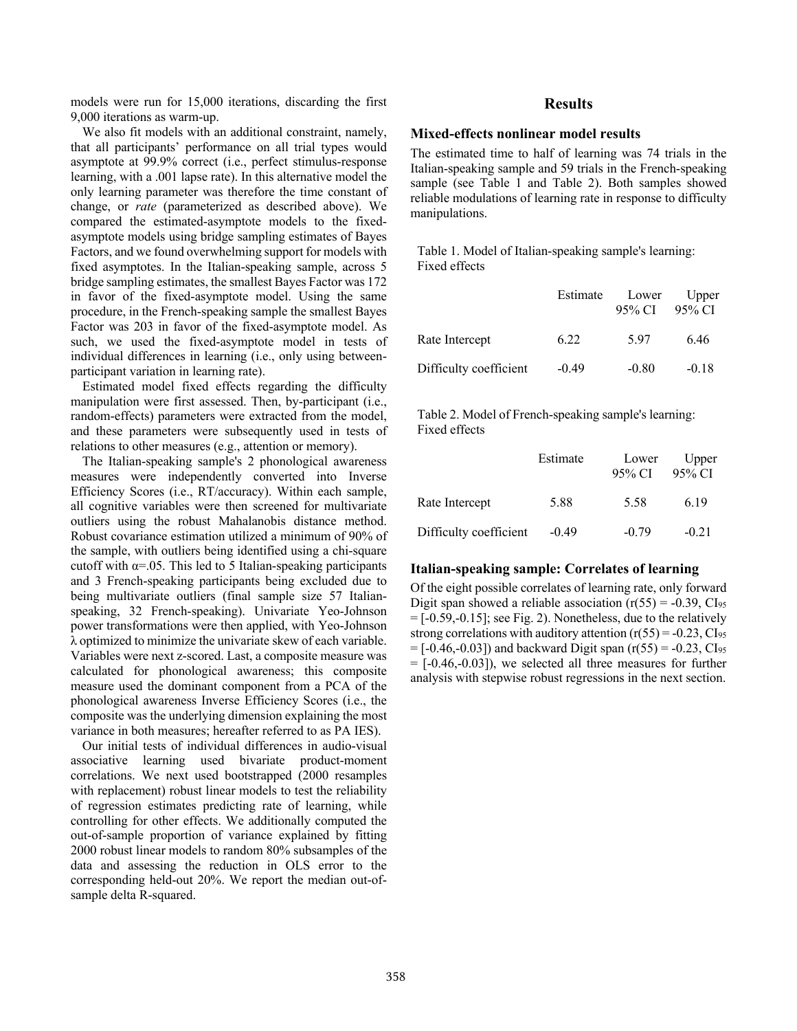models were run for 15,000 iterations, discarding the first 9,000 iterations as warm-up.

We also fit models with an additional constraint, namely, that all participants' performance on all trial types would asymptote at 99.9% correct (i.e., perfect stimulus-response learning, with a .001 lapse rate). In this alternative model the only learning parameter was therefore the time constant of change, or *rate* (parameterized as described above). We compared the estimated-asymptote models to the fixed-asymptote models using bridge sampling estimates of Bayes Factors, and we found overwhelming support for models with fixed asymptotes. In the Italian-speaking sample, across 5 bridge sampling estimates, the smallest Bayes Factor was 172 in favor of the fixed-asymptote model. Using the same procedure, in the French-speaking sample the smallest Bayes Factor was 203 in favor of the fixed-asymptote model. As such, we used the fixed-asymptote model in tests of individual differences in learning (i.e., only using between-participant variation in learning rate).

Estimated model fixed effects regarding the difficulty manipulation were first assessed. Then, by-participant (i.e., random-effects) parameters were extracted from the model, and these parameters were subsequently used in tests of relations to other measures (e.g., attention or memory).

The Italian-speaking sample's 2 phonological awareness measures were independently converted into Inverse Efficiency Scores (i.e., RT/accuracy). Within each sample, all cognitive variables were then screened for multivariate outliers using the robust Mahalanobis distance method. Robust covariance estimation utilized a minimum of 90% of the sample, with outliers being identified using a chi-square cutoff with $\alpha$=.05. This led to 5 Italian-speaking participants and 3 French-speaking participants being excluded due to being multivariate outliers (final sample size 57 Italian-speaking, 32 French-speaking). Univariate Yeo-Johnson power transformations were then applied, with Yeo-Johnson $\lambda$ optimized to minimize the univariate skew of each variable. Variables were next z-scored. Last, a composite measure was calculated for phonological awareness; this composite measure used the dominant component from a PCA of the phonological awareness Inverse Efficiency Scores (i.e., the composite was the underlying dimension explaining the most variance in both measures; hereafter referred to as PA IES).

Our initial tests of individual differences in audio-visual associative learning used bivariate product-moment correlations. We next used bootstrapped (2000 resamples with replacement) robust linear models to test the reliability of regression estimates predicting rate of learning, while controlling for other effects. We additionally computed the out-of-sample proportion of variance explained by fitting 2000 robust linear models to random 80% subsamples of the data and assessing the reduction in OLS error to the corresponding held-out 20%. We report the median out-of-sample delta R-squared.

## Results

### Mixed-effects nonlinear model results

The estimated time to half of learning was 74 trials in the Italian-speaking sample and 59 trials in the French-speaking sample (see Table 1 and Table 2). Both samples showed reliable modulations of learning rate in response to difficulty manipulations.

Table 1. Model of Italian-speaking sample's learning: Fixed effects

| | Estimate | Lower 95% CI | Upper 95% CI |
|---|---|---|---|
| Rate Intercept | 6.22 | 5.97 | 6.46 |
| Difficulty coefficient | -0.49 | -0.80 | -0.18 |

Table 2. Model of French-speaking sample's learning: Fixed effects

| | Estimate | Lower 95% CI | Upper 95% CI |
|---|---|---|---|
| Rate Intercept | 5.88 | 5.58 | 6.19 |
| Difficulty coefficient | -0.49 | -0.79 | -0.21 |

### Italian-speaking sample: Correlates of learning

Of the eight possible correlates of learning rate, only forward Digit span showed a reliable association ($r(55) = -0.39$, $CI_{95} = [-0.59,-0.15]$; see Fig. 2). Nonetheless, due to the relatively strong correlations with auditory attention ($r(55) = -0.23$, $CI_{95} = [-0.46,-0.03]$) and backward Digit span ($r(55) = -0.23$, $CI_{95} = [-0.46,-0.03]$), we selected all three measures for further analysis with stepwise robust regressions in the next section.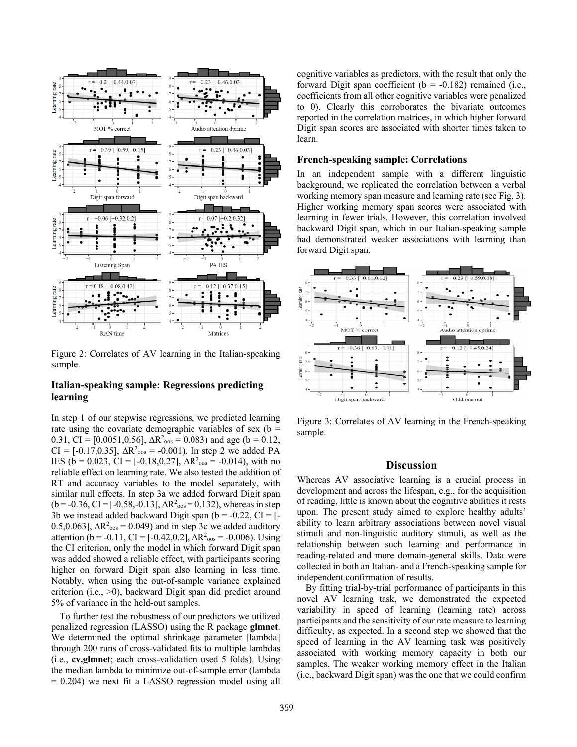Figure 2: Correlates of AV learning in the Italian-speaking sample.

## Italian-speaking sample: Regressions predicting learning

In step 1 of our stepwise regressions, we predicted learning rate using the covariate demographic variables of sex (b = 0.31, CI = [0.0051,0.56], $\Delta R^2_{oos}$ = 0.083) and age (b = 0.12, CI = [-0.17,0.35], $\Delta R^2_{oos}$ = -0.001). In step 2 we added PA IES (b = 0.023, CI = [-0.18,0.27], $\Delta R^2_{oos}$ = -0.014), with no reliable effect on learning rate. We also tested the addition of RT and accuracy variables to the model separately, with similar null effects. In step 3a we added forward Digit span (b = -0.36, CI = [-0.58,-0.13], $\Delta R^2_{oos}$ = 0.132), whereas in step 3b we instead added backward Digit span (b = -0.22, CI = [-0.5,0.063], $\Delta R^2_{oos}$ = 0.049) and in step 3c we added auditory attention (b = -0.11, CI = [-0.42,0.2], $\Delta R^2_{oos}$ = -0.006). Using the CI criterion, only the model in which forward Digit span was added showed a reliable effect, with participants scoring higher on forward Digit span also learning in less time. Notably, when using the out-of-sample variance explained criterion (i.e., >0), backward Digit span did predict around 5% of variance in the held-out samples.

To further test the robustness of our predictors we utilized penalized regression (LASSO) using the R package **glmnet**. We determined the optimal shrinkage parameter [lambda] through 200 runs of cross-validated fits to multiple lambdas (i.e., **cv.glmnet**; each cross-validation used 5 folds). Using the median lambda to minimize out-of-sample error (lambda = 0.204) we next fit a LASSO regression model using all cognitive variables as predictors, with the result that only the forward Digit span coefficient (b = -0.182) remained (i.e., coefficients from all other cognitive variables were penalized to 0). Clearly this corroborates the bivariate outcomes reported in the correlation matrices, in which higher forward Digit span scores are associated with shorter times taken to learn.

## French-speaking sample: Correlations

In an independent sample with a different linguistic background, we replicated the correlation between a verbal working memory span measure and learning rate (see Fig. 3). Higher working memory span scores were associated with learning in fewer trials. However, this correlation involved backward Digit span, which in our Italian-speaking sample had demonstrated weaker associations with learning than forward Digit span.

Figure 3: Correlates of AV learning in the French-speaking sample.

# Discussion

Whereas AV associative learning is a crucial process in development and across the lifespan, e.g., for the acquisition of reading, little is known about the cognitive abilities it rests upon. The present study aimed to explore healthy adults' ability to learn arbitrary associations between novel visual stimuli and non-linguistic auditory stimuli, as well as the relationship between such learning and performance in reading-related and more domain-general skills. Data were collected in both an Italian- and a French-speaking sample for independent confirmation of results.

By fitting trial-by-trial performance of participants in this novel AV learning task, we demonstrated the expected variability in speed of learning (learning rate) across participants and the sensitivity of our rate measure to learning difficulty, as expected. In a second step we showed that the speed of learning in the AV learning task was positively associated with working memory capacity in both our samples. The weaker working memory effect in the Italian (i.e., backward Digit span) was the one that we could confirm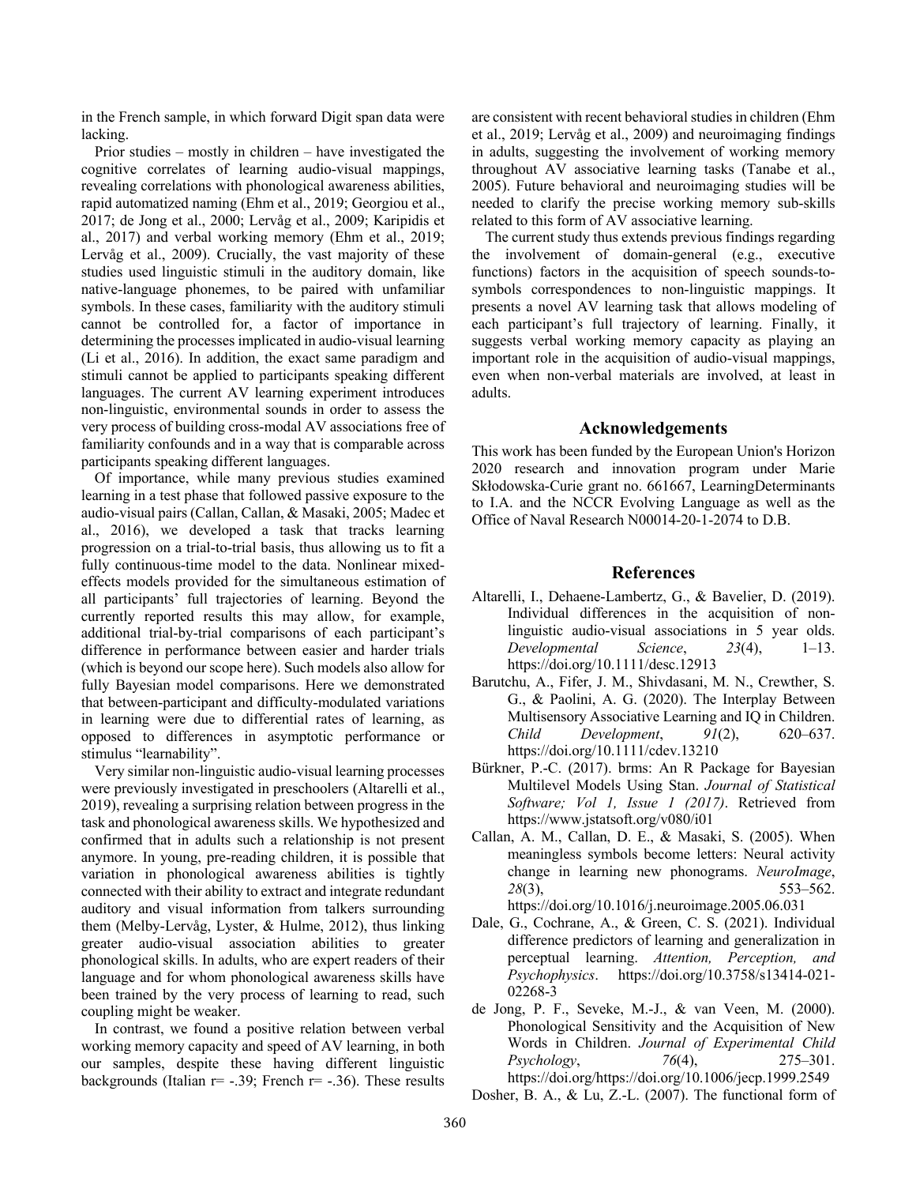in the French sample, in which forward Digit span data were lacking.

Prior studies – mostly in children – have investigated the cognitive correlates of learning audio-visual mappings, revealing correlations with phonological awareness abilities, rapid automatized naming (Ehm et al., 2019; Georgiou et al., 2017; de Jong et al., 2000; Lervåg et al., 2009; Karipidis et al., 2017) and verbal working memory (Ehm et al., 2019; Lervåg et al., 2009). Crucially, the vast majority of these studies used linguistic stimuli in the auditory domain, like native-language phonemes, to be paired with unfamiliar symbols. In these cases, familiarity with the auditory stimuli cannot be controlled for, a factor of importance in determining the processes implicated in audio-visual learning (Li et al., 2016). In addition, the exact same paradigm and stimuli cannot be applied to participants speaking different languages. The current AV learning experiment introduces non-linguistic, environmental sounds in order to assess the very process of building cross-modal AV associations free of familiarity confounds and in a way that is comparable across participants speaking different languages.

Of importance, while many previous studies examined learning in a test phase that followed passive exposure to the audio-visual pairs (Callan, Callan, & Masaki, 2005; Madec et al., 2016), we developed a task that tracks learning progression on a trial-to-trial basis, thus allowing us to fit a fully continuous-time model to the data. Nonlinear mixed-effects models provided for the simultaneous estimation of all participants' full trajectories of learning. Beyond the currently reported results this may allow, for example, additional trial-by-trial comparisons of each participant's difference in performance between easier and harder trials (which is beyond our scope here). Such models also allow for fully Bayesian model comparisons. Here we demonstrated that between-participant and difficulty-modulated variations in learning were due to differential rates of learning, as opposed to differences in asymptotic performance or stimulus "learnability".

Very similar non-linguistic audio-visual learning processes were previously investigated in preschoolers (Altarelli et al., 2019), revealing a surprising relation between progress in the task and phonological awareness skills. We hypothesized and confirmed that in adults such a relationship is not present anymore. In young, pre-reading children, it is possible that variation in phonological awareness abilities is tightly connected with their ability to extract and integrate redundant auditory and visual information from talkers surrounding them (Melby-Lervåg, Lyster, & Hulme, 2012), thus linking greater audio-visual association abilities to greater phonological skills. In adults, who are expert readers of their language and for whom phonological awareness skills have been trained by the very process of learning to read, such coupling might be weaker.

In contrast, we found a positive relation between verbal working memory capacity and speed of AV learning, in both our samples, despite these having different linguistic backgrounds (Italian $r = -.39$; French $r = -.36$). These results are consistent with recent behavioral studies in children (Ehm et al., 2019; Lervåg et al., 2009) and neuroimaging findings in adults, suggesting the involvement of working memory throughout AV associative learning tasks (Tanabe et al., 2005). Future behavioral and neuroimaging studies will be needed to clarify the precise working memory sub-skills related to this form of AV associative learning.

The current study thus extends previous findings regarding the involvement of domain-general (e.g., executive functions) factors in the acquisition of speech sounds-to-symbols correspondences to non-linguistic mappings. It presents a novel AV learning task that allows modeling of each participant's full trajectory of learning. Finally, it suggests verbal working memory capacity as playing an important role in the acquisition of audio-visual mappings, even when non-verbal materials are involved, at least in adults.

## Acknowledgements

This work has been funded by the European Union's Horizon 2020 research and innovation program under Marie Skłodowska-Curie grant no. 661667, LearningDeterminants to I.A. and the NCCR Evolving Language as well as the Office of Naval Research N00014-20-1-2074 to D.B.

## References

Altarelli, I., Dehaene-Lambertz, G., & Bavelier, D. (2019). Individual differences in the acquisition of non-linguistic audio-visual associations in 5 year olds. *Developmental Science*, *23*(4), 1–13. https://doi.org/10.1111/desc.12913

Barutchu, A., Fifer, J. M., Shivdasani, M. N., Crewther, S. G., & Paolini, A. G. (2020). The Interplay Between Multisensory Associative Learning and IQ in Children. *Child Development*, *91*(2), 620–637. https://doi.org/10.1111/cdev.13210

Bürkner, P.-C. (2017). brms: An R Package for Bayesian Multilevel Models Using Stan. *Journal of Statistical Software; Vol 1, Issue 1 (2017)*. Retrieved from https://www.jstatsoft.org/v080/i01

Callan, A. M., Callan, D. E., & Masaki, S. (2005). When meaningless symbols become letters: Neural activity change in learning new phonograms. *NeuroImage*, *28*(3), 553–562. https://doi.org/10.1016/j.neuroimage.2005.06.031

Dale, G., Cochrane, A., & Green, C. S. (2021). Individual difference predictors of learning and generalization in perceptual learning. *Attention, Perception, and Psychophysics*. https://doi.org/10.3758/s13414-021-02268-3

de Jong, P. F., Seveke, M.-J., & van Veen, M. (2000). Phonological Sensitivity and the Acquisition of New Words in Children. *Journal of Experimental Child Psychology*, *76*(4), 275–301. https://doi.org/https://doi.org/10.1006/jecp.1999.2549

Dosher, B. A., & Lu, Z.-L. (2007). The functional form of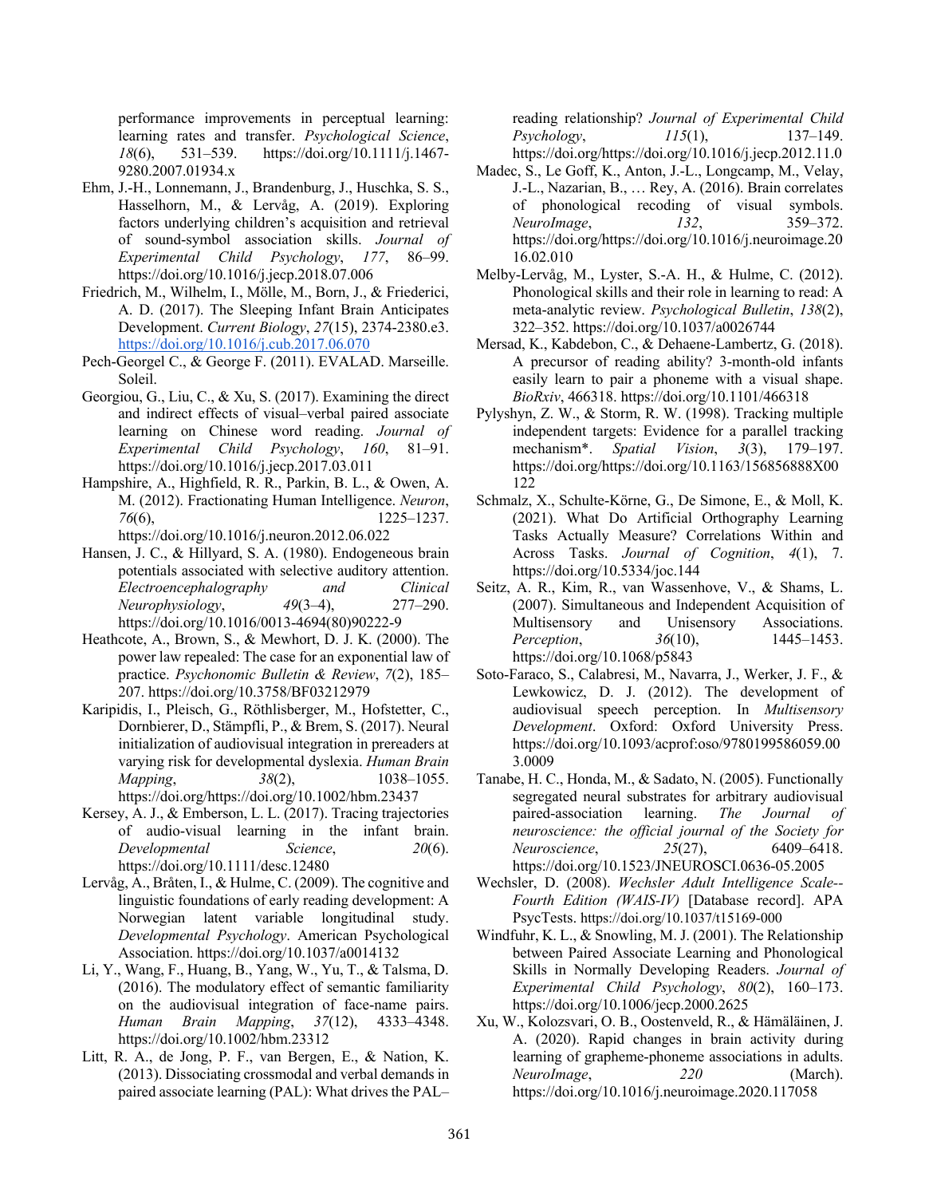performance improvements in perceptual learning: learning rates and transfer. *Psychological Science*, *18*(6), 531–539. https://doi.org/10.1111/j.1467-9280.2007.01934.x

Ehm, J.-H., Lonnemann, J., Brandenburg, J., Huschka, S. S., Hasselhorn, M., & Lervåg, A. (2019). Exploring factors underlying children's acquisition and retrieval of sound-symbol association skills. *Journal of Experimental Child Psychology*, *177*, 86–99. https://doi.org/10.1016/j.jecp.2018.07.006

Friedrich, M., Wilhelm, I., Mölle, M., Born, J., & Friederici, A. D. (2017). The Sleeping Infant Brain Anticipates Development. *Current Biology*, *27*(15), 2374-2380.e3. https://doi.org/10.1016/j.cub.2017.06.070

Pech-Georgel C., & George F. (2011). EVALAD. Marseille. Soleil.

Georgiou, G., Liu, C., & Xu, S. (2017). Examining the direct and indirect effects of visual–verbal paired associate learning on Chinese word reading. *Journal of Experimental Child Psychology*, *160*, 81–91. https://doi.org/10.1016/j.jecp.2017.03.011

Hampshire, A., Highfield, R. R., Parkin, B. L., & Owen, A. M. (2012). Fractionating Human Intelligence. *Neuron*, *76*(6), 1225–1237. https://doi.org/10.1016/j.neuron.2012.06.022

Hansen, J. C., & Hillyard, S. A. (1980). Endogeneous brain potentials associated with selective auditory attention. *Electroencephalography and Clinical Neurophysiology*, *49*(3–4), 277–290. https://doi.org/10.1016/0013-4694(80)90222-9

Heathcote, A., Brown, S., & Mewhort, D. J. K. (2000). The power law repealed: The case for an exponential law of practice. *Psychonomic Bulletin & Review*, *7*(2), 185–207. https://doi.org/10.3758/BF03212979

Karipidis, I., Pleisch, G., Röthlisberger, M., Hofstetter, C., Dornbierer, D., Stämpfli, P., & Brem, S. (2017). Neural initialization of audiovisual integration in prereaders at varying risk for developmental dyslexia. *Human Brain Mapping*, *38*(2), 1038–1055. https://doi.org/https://doi.org/10.1002/hbm.23437

Kersey, A. J., & Emberson, L. L. (2017). Tracing trajectories of audio-visual learning in the infant brain. *Developmental Science*, *20*(6). https://doi.org/10.1111/desc.12480

Lervåg, A., Bråten, I., & Hulme, C. (2009). The cognitive and linguistic foundations of early reading development: A Norwegian latent variable longitudinal study. *Developmental Psychology*. American Psychological Association. https://doi.org/10.1037/a0014132

Li, Y., Wang, F., Huang, B., Yang, W., Yu, T., & Talsma, D. (2016). The modulatory effect of semantic familiarity on the audiovisual integration of face-name pairs. *Human Brain Mapping*, *37*(12), 4333–4348. https://doi.org/10.1002/hbm.23312

Litt, R. A., de Jong, P. F., van Bergen, E., & Nation, K. (2013). Dissociating crossmodal and verbal demands in paired associate learning (PAL): What drives the PAL–reading relationship? *Journal of Experimental Child Psychology*, *115*(1), 137–149. https://doi.org/https://doi.org/10.1016/j.jecp.2012.11.0

Madec, S., Le Goff, K., Anton, J.-L., Longcamp, M., Velay, J.-L., Nazarian, B., … Rey, A. (2016). Brain correlates of phonological recoding of visual symbols. *NeuroImage*, *132*, 359–372. https://doi.org/https://doi.org/10.1016/j.neuroimage.2016.02.010

Melby-Lervåg, M., Lyster, S.-A. H., & Hulme, C. (2012). Phonological skills and their role in learning to read: A meta-analytic review. *Psychological Bulletin*, *138*(2), 322–352. https://doi.org/10.1037/a0026744

Mersad, K., Kabdebon, C., & Dehaene-Lambertz, G. (2018). A precursor of reading ability? 3-month-old infants easily learn to pair a phoneme with a visual shape. *BioRxiv*, 466318. https://doi.org/10.1101/466318

Pylyshyn, Z. W., & Storm, R. W. (1998). Tracking multiple independent targets: Evidence for a parallel tracking mechanism*. *Spatial Vision*, *3*(3), 179–197. https://doi.org/https://doi.org/10.1163/156856888X00122

Schmalz, X., Schulte-Körne, G., De Simone, E., & Moll, K. (2021). What Do Artificial Orthography Learning Tasks Actually Measure? Correlations Within and Across Tasks. *Journal of Cognition*, *4*(1), 7. https://doi.org/10.5334/joc.144

Seitz, A. R., Kim, R., van Wassenhove, V., & Shams, L. (2007). Simultaneous and Independent Acquisition of Multisensory and Unisensory Associations. *Perception*, *36*(10), 1445–1453. https://doi.org/10.1068/p5843

Soto-Faraco, S., Calabresi, M., Navarra, J., Werker, J. F., & Lewkowicz, D. J. (2012). The development of audiovisual speech perception. In *Multisensory Development*. Oxford: Oxford University Press. https://doi.org/10.1093/acprof:oso/9780199586059.003.0009

Tanabe, H. C., Honda, M., & Sadato, N. (2005). Functionally segregated neural substrates for arbitrary audiovisual paired-association learning. *The Journal of neuroscience: the official journal of the Society for Neuroscience*, *25*(27), 6409–6418. https://doi.org/10.1523/JNEUROSCI.0636-05.2005

Wechsler, D. (2008). *Wechsler Adult Intelligence Scale--Fourth Edition (WAIS-IV)* [Database record]. APA PsycTests. https://doi.org/10.1037/t15169-000

Windfuhr, K. L., & Snowling, M. J. (2001). The Relationship between Paired Associate Learning and Phonological Skills in Normally Developing Readers. *Journal of Experimental Child Psychology*, *80*(2), 160–173. https://doi.org/10.1006/jecp.2000.2625

Xu, W., Kolozsvari, O. B., Oostenveld, R., & Hämäläinen, J. A. (2020). Rapid changes in brain activity during learning of grapheme-phoneme associations in adults. *NeuroImage*, *220* (March). https://doi.org/10.1016/j.neuroimage.2020.117058